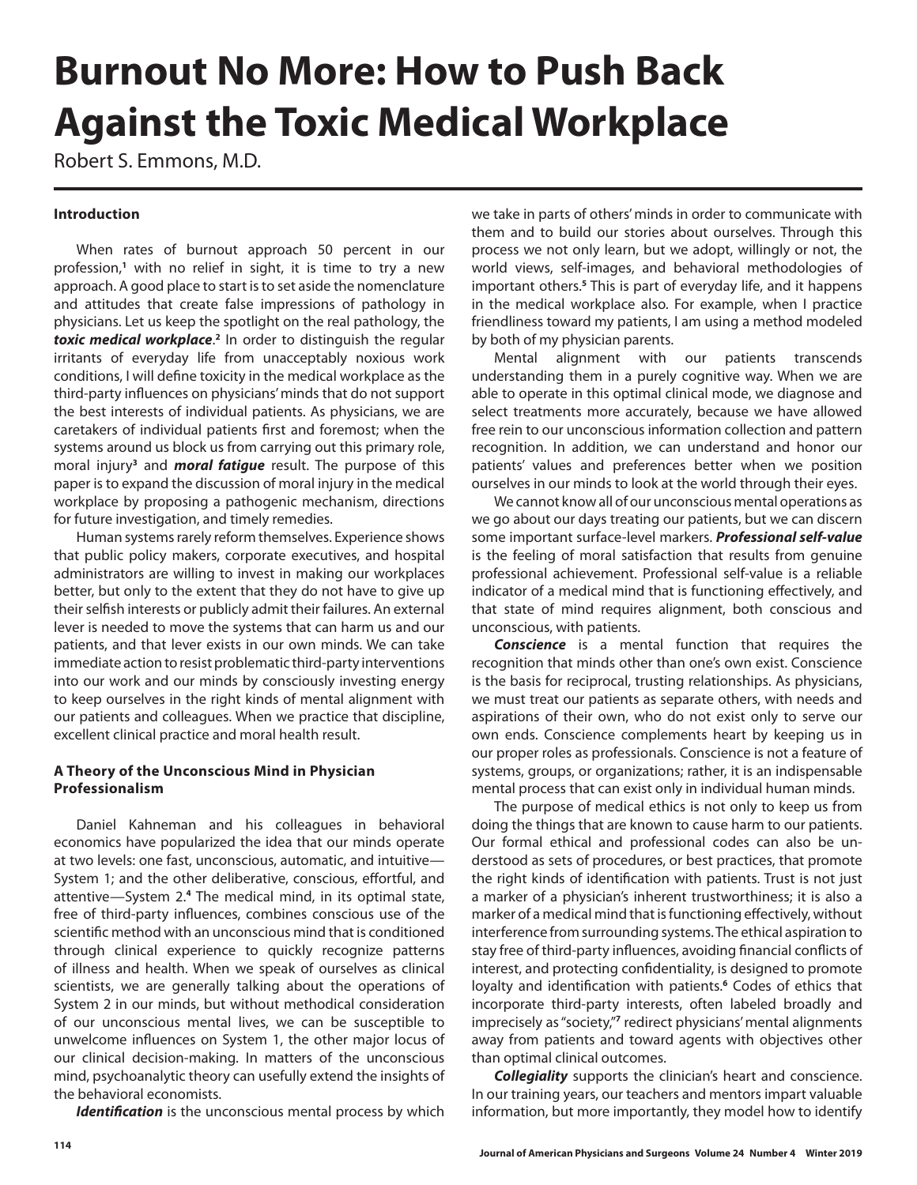# Burnout No More: How to Push Back Against the Toxic Medical Workplace

Robert S. Emmons, M.D.

## Introduction

When rates of burnout approach 50 percent in our profession,[1] with no relief in sight, it is time to try a new approach. A good place to start is to set aside the nomenclature and attitudes that create false impressions of pathology in physicians. Let us keep the spotlight on the real pathology, the ***toxic medical workplace***.[2] In order to distinguish the regular irritants of everyday life from unacceptably noxious work conditions, I will define toxicity in the medical workplace as the third-party influences on physicians' minds that do not support the best interests of individual patients. As physicians, we are caretakers of individual patients first and foremost; when the systems around us block us from carrying out this primary role, moral injury[3] and ***moral fatigue*** result. The purpose of this paper is to expand the discussion of moral injury in the medical workplace by proposing a pathogenic mechanism, directions for future investigation, and timely remedies.

Human systems rarely reform themselves. Experience shows that public policy makers, corporate executives, and hospital administrators are willing to invest in making our workplaces better, but only to the extent that they do not have to give up their selfish interests or publicly admit their failures. An external lever is needed to move the systems that can harm us and our patients, and that lever exists in our own minds. We can take immediate action to resist problematic third-party interventions into our work and our minds by consciously investing energy to keep ourselves in the right kinds of mental alignment with our patients and colleagues. When we practice that discipline, excellent clinical practice and moral health result.

## A Theory of the Unconscious Mind in Physician Professionalism

Daniel Kahneman and his colleagues in behavioral economics have popularized the idea that our minds operate at two levels: one fast, unconscious, automatic, and intuitive—System 1; and the other deliberative, conscious, effortful, and attentive—System 2.[4] The medical mind, in its optimal state, free of third-party influences, combines conscious use of the scientific method with an unconscious mind that is conditioned through clinical experience to quickly recognize patterns of illness and health. When we speak of ourselves as clinical scientists, we are generally talking about the operations of System 2 in our minds, but without methodical consideration of our unconscious mental lives, we can be susceptible to unwelcome influences on System 1, the other major locus of our clinical decision-making. In matters of the unconscious mind, psychoanalytic theory can usefully extend the insights of the behavioral economists.

***Identification*** is the unconscious mental process by which we take in parts of others' minds in order to communicate with them and to build our stories about ourselves. Through this process we not only learn, but we adopt, willingly or not, the world views, self-images, and behavioral methodologies of important others.[5] This is part of everyday life, and it happens in the medical workplace also. For example, when I practice friendliness toward my patients, I am using a method modeled by both of my physician parents.

Mental alignment with our patients transcends understanding them in a purely cognitive way. When we are able to operate in this optimal clinical mode, we diagnose and select treatments more accurately, because we have allowed free rein to our unconscious information collection and pattern recognition. In addition, we can understand and honor our patients' values and preferences better when we position ourselves in our minds to look at the world through their eyes.

We cannot know all of our unconscious mental operations as we go about our days treating our patients, but we can discern some important surface-level markers. ***Professional self-value*** is the feeling of moral satisfaction that results from genuine professional achievement. Professional self-value is a reliable indicator of a medical mind that is functioning effectively, and that state of mind requires alignment, both conscious and unconscious, with patients.

***Conscience*** is a mental function that requires the recognition that minds other than one's own exist. Conscience is the basis for reciprocal, trusting relationships. As physicians, we must treat our patients as separate others, with needs and aspirations of their own, who do not exist only to serve our own ends. Conscience complements heart by keeping us in our proper roles as professionals. Conscience is not a feature of systems, groups, or organizations; rather, it is an indispensable mental process that can exist only in individual human minds.

The purpose of medical ethics is not only to keep us from doing the things that are known to cause harm to our patients. Our formal ethical and professional codes can also be understood as sets of procedures, or best practices, that promote the right kinds of identification with patients. Trust is not just a marker of a physician's inherent trustworthiness; it is also a marker of a medical mind that is functioning effectively, without interference from surrounding systems. The ethical aspiration to stay free of third-party influences, avoiding financial conflicts of interest, and protecting confidentiality, is designed to promote loyalty and identification with patients.[6] Codes of ethics that incorporate third-party interests, often labeled broadly and imprecisely as "society,"[7] redirect physicians' mental alignments away from patients and toward agents with objectives other than optimal clinical outcomes.

***Collegiality*** supports the clinician's heart and conscience. In our training years, our teachers and mentors impart valuable information, but more importantly, they model how to identify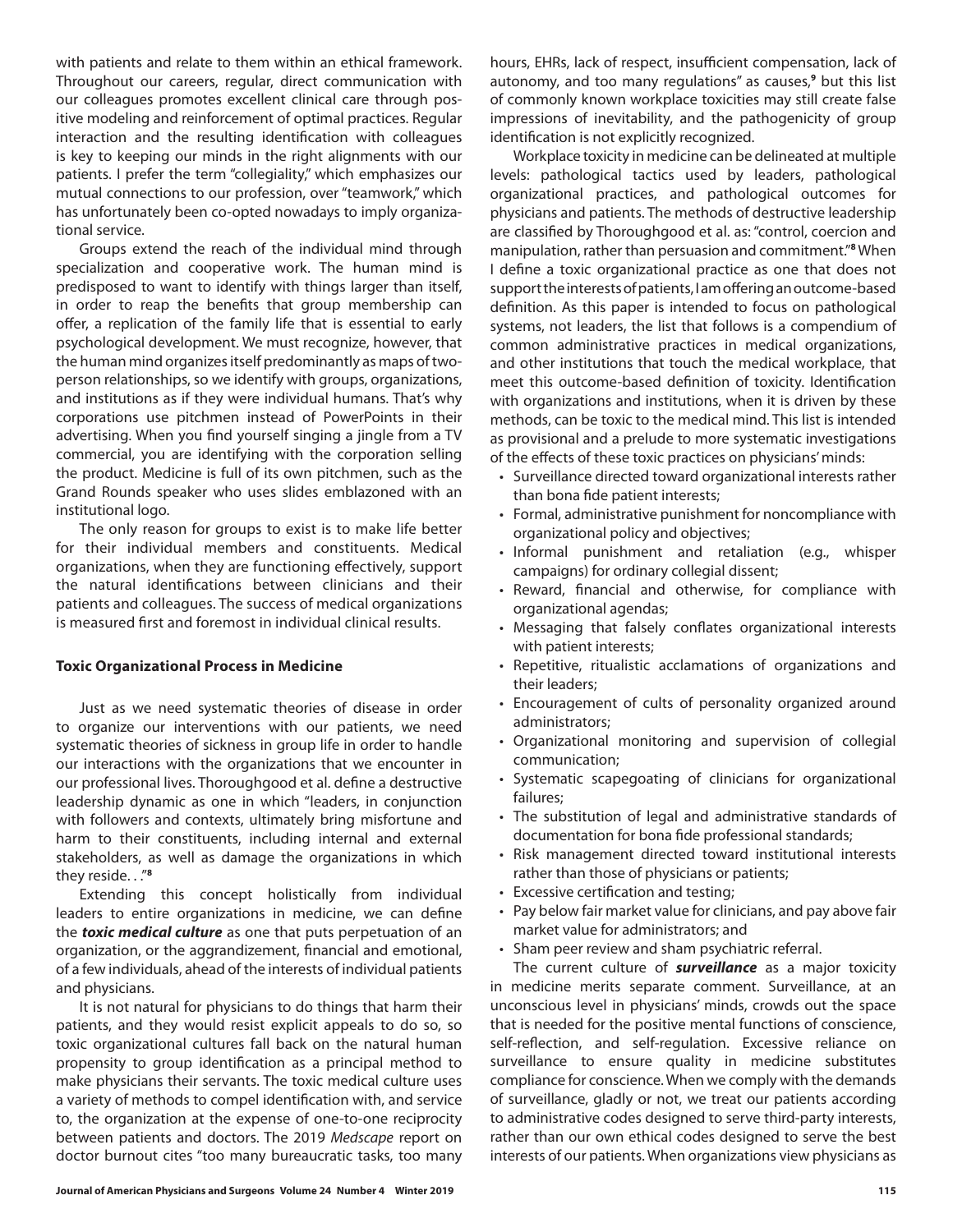with patients and relate to them within an ethical framework. Throughout our careers, regular, direct communication with our colleagues promotes excellent clinical care through positive modeling and reinforcement of optimal practices. Regular interaction and the resulting identification with colleagues is key to keeping our minds in the right alignments with our patients. I prefer the term "collegiality," which emphasizes our mutual connections to our profession, over "teamwork," which has unfortunately been co-opted nowadays to imply organizational service.

Groups extend the reach of the individual mind through specialization and cooperative work. The human mind is predisposed to want to identify with things larger than itself, in order to reap the benefits that group membership can offer, a replication of the family life that is essential to early psychological development. We must recognize, however, that the human mind organizes itself predominantly as maps of two-person relationships, so we identify with groups, organizations, and institutions as if they were individual humans. That's why corporations use pitchmen instead of PowerPoints in their advertising. When you find yourself singing a jingle from a TV commercial, you are identifying with the corporation selling the product. Medicine is full of its own pitchmen, such as the Grand Rounds speaker who uses slides emblazoned with an institutional logo.

The only reason for groups to exist is to make life better for their individual members and constituents. Medical organizations, when they are functioning effectively, support the natural identifications between clinicians and their patients and colleagues. The success of medical organizations is measured first and foremost in individual clinical results.

## Toxic Organizational Process in Medicine

Just as we need systematic theories of disease in order to organize our interventions with our patients, we need systematic theories of sickness in group life in order to handle our interactions with the organizations that we encounter in our professional lives. Thoroughgood et al. define a destructive leadership dynamic as one in which "leaders, in conjunction with followers and contexts, ultimately bring misfortune and harm to their constituents, including internal and external stakeholders, as well as damage the organizations in which they reside. . ."[8]

Extending this concept holistically from individual leaders to entire organizations in medicine, we can define the ***toxic medical culture*** as one that puts perpetuation of an organization, or the aggrandizement, financial and emotional, of a few individuals, ahead of the interests of individual patients and physicians.

It is not natural for physicians to do things that harm their patients, and they would resist explicit appeals to do so, so toxic organizational cultures fall back on the natural human propensity to group identification as a principal method to make physicians their servants. The toxic medical culture uses a variety of methods to compel identification with, and service to, the organization at the expense of one-to-one reciprocity between patients and doctors. The 2019 *Medscape* report on doctor burnout cites "too many bureaucratic tasks, too many hours, EHRs, lack of respect, insufficient compensation, lack of autonomy, and too many regulations" as causes,[9] but this list of commonly known workplace toxicities may still create false impressions of inevitability, and the pathogenicity of group identification is not explicitly recognized.

Workplace toxicity in medicine can be delineated at multiple levels: pathological tactics used by leaders, pathological organizational practices, and pathological outcomes for physicians and patients. The methods of destructive leadership are classified by Thoroughgood et al. as: "control, coercion and manipulation, rather than persuasion and commitment."[8] When I define a toxic organizational practice as one that does not support the interests of patients, I am offering an outcome-based definition. As this paper is intended to focus on pathological systems, not leaders, the list that follows is a compendium of common administrative practices in medical organizations, and other institutions that touch the medical workplace, that meet this outcome-based definition of toxicity. Identification with organizations and institutions, when it is driven by these methods, can be toxic to the medical mind. This list is intended as provisional and a prelude to more systematic investigations of the effects of these toxic practices on physicians' minds:

- Surveillance directed toward organizational interests rather than bona fide patient interests;
- Formal, administrative punishment for noncompliance with organizational policy and objectives;
- Informal punishment and retaliation (e.g., whisper campaigns) for ordinary collegial dissent;
- Reward, financial and otherwise, for compliance with organizational agendas;
- Messaging that falsely conflates organizational interests with patient interests;
- Repetitive, ritualistic acclamations of organizations and their leaders;
- Encouragement of cults of personality organized around administrators;
- Organizational monitoring and supervision of collegial communication;
- Systematic scapegoating of clinicians for organizational failures;
- The substitution of legal and administrative standards of documentation for bona fide professional standards;
- Risk management directed toward institutional interests rather than those of physicians or patients;
- Excessive certification and testing;
- Pay below fair market value for clinicians, and pay above fair market value for administrators; and
- Sham peer review and sham psychiatric referral.

The current culture of ***surveillance*** as a major toxicity in medicine merits separate comment. Surveillance, at an unconscious level in physicians' minds, crowds out the space that is needed for the positive mental functions of conscience, self-reflection, and self-regulation. Excessive reliance on surveillance to ensure quality in medicine substitutes compliance for conscience. When we comply with the demands of surveillance, gladly or not, we treat our patients according to administrative codes designed to serve third-party interests, rather than our own ethical codes designed to serve the best interests of our patients. When organizations view physicians as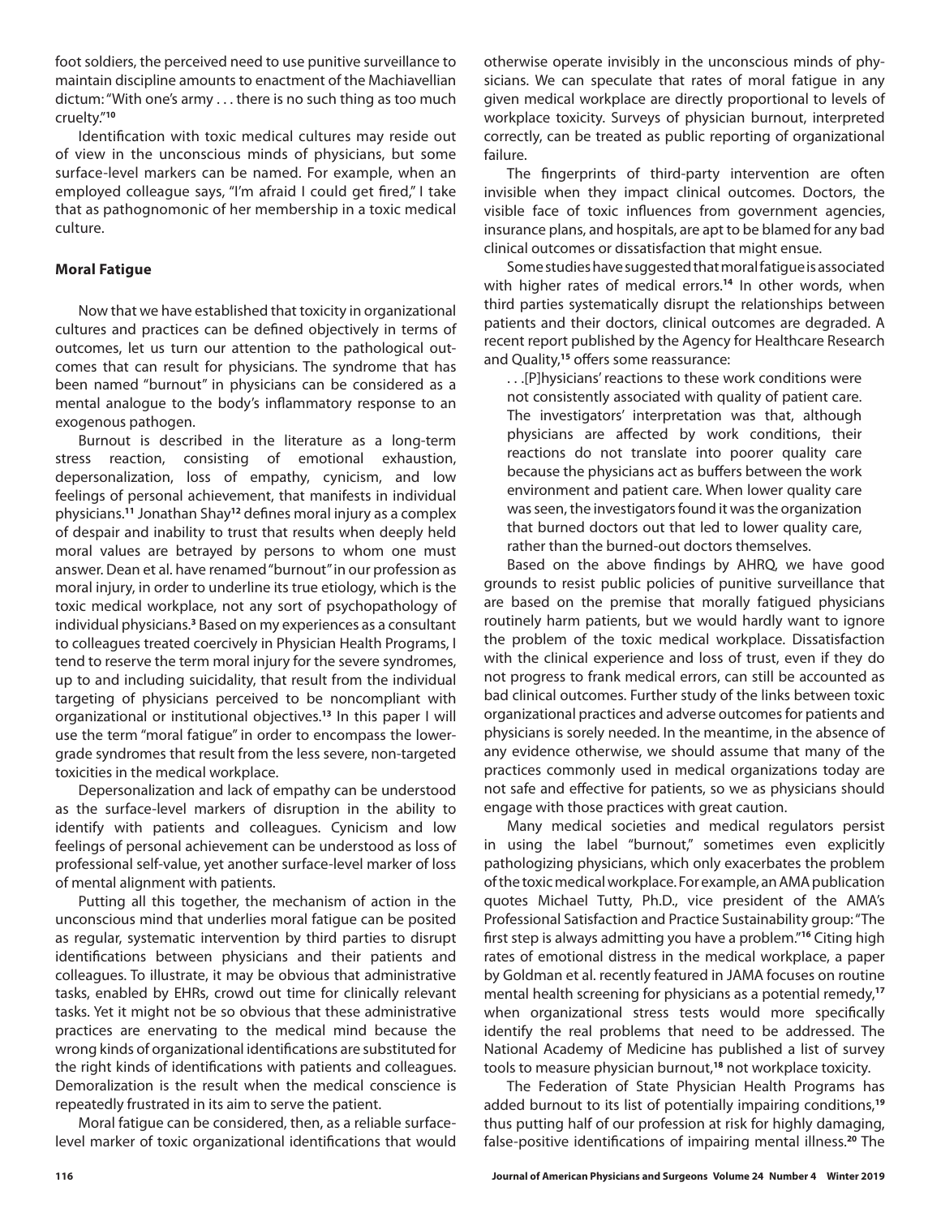foot soldiers, the perceived need to use punitive surveillance to maintain discipline amounts to enactment of the Machiavellian dictum: "With one's army . . . there is no such thing as too much cruelty."[10]

Identification with toxic medical cultures may reside out of view in the unconscious minds of physicians, but some surface-level markers can be named. For example, when an employed colleague says, "I'm afraid I could get fired," I take that as pathognomonic of her membership in a toxic medical culture.

### Moral Fatigue

Now that we have established that toxicity in organizational cultures and practices can be defined objectively in terms of outcomes, let us turn our attention to the pathological outcomes that can result for physicians. The syndrome that has been named "burnout" in physicians can be considered as a mental analogue to the body's inflammatory response to an exogenous pathogen.

Burnout is described in the literature as a long-term stress reaction, consisting of emotional exhaustion, depersonalization, loss of empathy, cynicism, and low feelings of personal achievement, that manifests in individual physicians.[11] Jonathan Shay[12] defines moral injury as a complex of despair and inability to trust that results when deeply held moral values are betrayed by persons to whom one must answer. Dean et al. have renamed "burnout" in our profession as moral injury, in order to underline its true etiology, which is the toxic medical workplace, not any sort of psychopathology of individual physicians.[3] Based on my experiences as a consultant to colleagues treated coercively in Physician Health Programs, I tend to reserve the term moral injury for the severe syndromes, up to and including suicidality, that result from the individual targeting of physicians perceived to be noncompliant with organizational or institutional objectives.[13] In this paper I will use the term "moral fatigue" in order to encompass the lower-grade syndromes that result from the less severe, non-targeted toxicities in the medical workplace.

Depersonalization and lack of empathy can be understood as the surface-level markers of disruption in the ability to identify with patients and colleagues. Cynicism and low feelings of personal achievement can be understood as loss of professional self-value, yet another surface-level marker of loss of mental alignment with patients.

Putting all this together, the mechanism of action in the unconscious mind that underlies moral fatigue can be posited as regular, systematic intervention by third parties to disrupt identifications between physicians and their patients and colleagues. To illustrate, it may be obvious that administrative tasks, enabled by EHRs, crowd out time for clinically relevant tasks. Yet it might not be so obvious that these administrative practices are enervating to the medical mind because the wrong kinds of organizational identifications are substituted for the right kinds of identifications with patients and colleagues. Demoralization is the result when the medical conscience is repeatedly frustrated in its aim to serve the patient.

Moral fatigue can be considered, then, as a reliable surface-level marker of toxic organizational identifications that would otherwise operate invisibly in the unconscious minds of physicians. We can speculate that rates of moral fatigue in any given medical workplace are directly proportional to levels of workplace toxicity. Surveys of physician burnout, interpreted correctly, can be treated as public reporting of organizational failure.

The fingerprints of third-party intervention are often invisible when they impact clinical outcomes. Doctors, the visible face of toxic influences from government agencies, insurance plans, and hospitals, are apt to be blamed for any bad clinical outcomes or dissatisfaction that might ensue.

Some studies have suggested that moral fatigue is associated with higher rates of medical errors.[14] In other words, when third parties systematically disrupt the relationships between patients and their doctors, clinical outcomes are degraded. A recent report published by the Agency for Healthcare Research and Quality,[15] offers some reassurance:

> . . .[P]hysicians' reactions to these work conditions were not consistently associated with quality of patient care. The investigators' interpretation was that, although physicians are affected by work conditions, their reactions do not translate into poorer quality care because the physicians act as buffers between the work environment and patient care. When lower quality care was seen, the investigators found it was the organization that burned doctors out that led to lower quality care, rather than the burned-out doctors themselves.

Based on the above findings by AHRQ, we have good grounds to resist public policies of punitive surveillance that are based on the premise that morally fatigued physicians routinely harm patients, but we would hardly want to ignore the problem of the toxic medical workplace. Dissatisfaction with the clinical experience and loss of trust, even if they do not progress to frank medical errors, can still be accounted as bad clinical outcomes. Further study of the links between toxic organizational practices and adverse outcomes for patients and physicians is sorely needed. In the meantime, in the absence of any evidence otherwise, we should assume that many of the practices commonly used in medical organizations today are not safe and effective for patients, so we as physicians should engage with those practices with great caution.

Many medical societies and medical regulators persist in using the label "burnout," sometimes even explicitly pathologizing physicians, which only exacerbates the problem of the toxic medical workplace. For example, an AMA publication quotes Michael Tutty, Ph.D., vice president of the AMA's Professional Satisfaction and Practice Sustainability group: "The first step is always admitting you have a problem."[16] Citing high rates of emotional distress in the medical workplace, a paper by Goldman et al. recently featured in JAMA focuses on routine mental health screening for physicians as a potential remedy,[17] when organizational stress tests would more specifically identify the real problems that need to be addressed. The National Academy of Medicine has published a list of survey tools to measure physician burnout,[18] not workplace toxicity.

The Federation of State Physician Health Programs has added burnout to its list of potentially impairing conditions,[19] thus putting half of our profession at risk for highly damaging, false-positive identifications of impairing mental illness.[20] The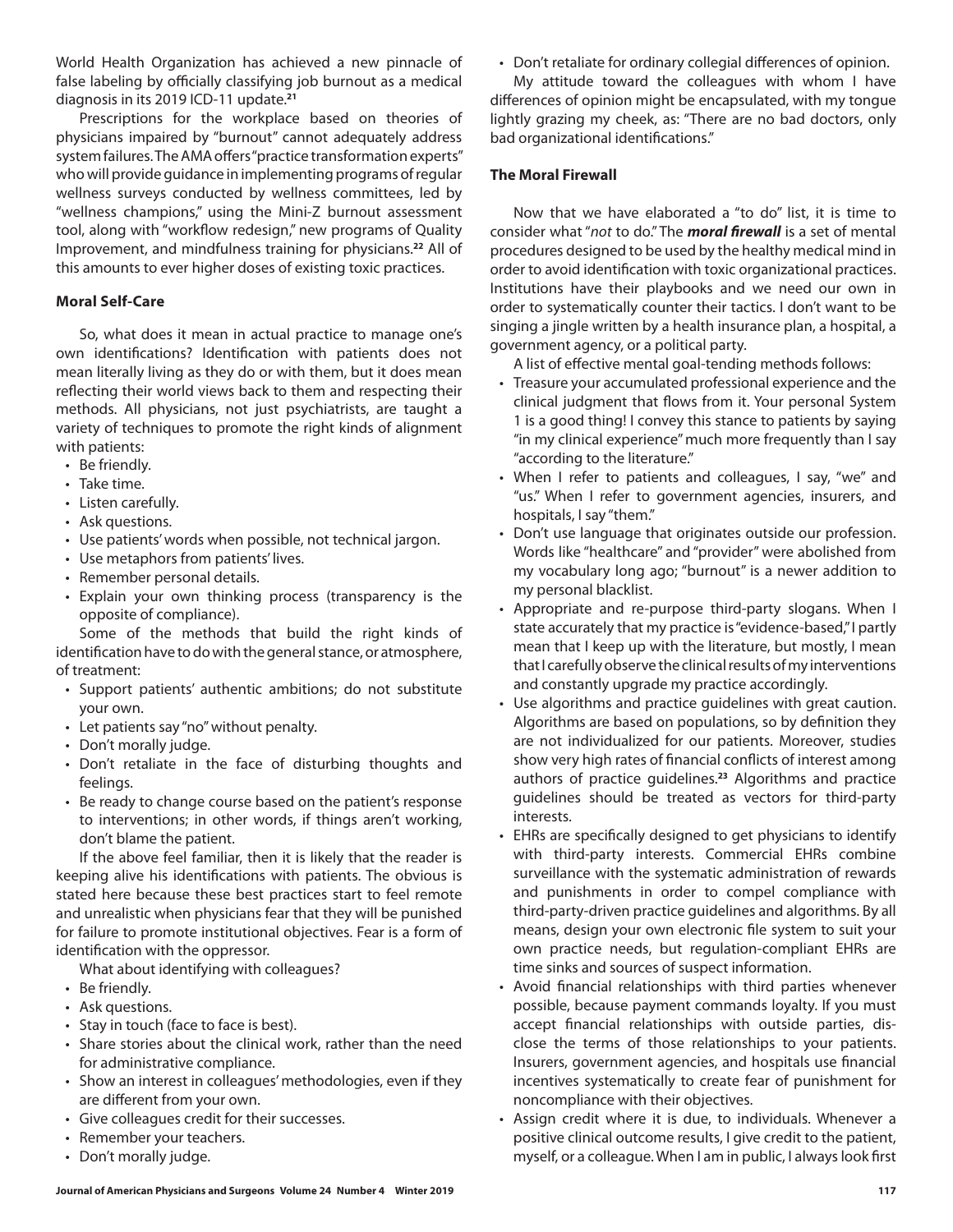World Health Organization has achieved a new pinnacle of false labeling by officially classifying job burnout as a medical diagnosis in its 2019 ICD-11 update.[21]

Prescriptions for the workplace based on theories of physicians impaired by "burnout" cannot adequately address system failures. The AMA offers "practice transformation experts" who will provide guidance in implementing programs of regular wellness surveys conducted by wellness committees, led by "wellness champions," using the Mini-Z burnout assessment tool, along with "workflow redesign," new programs of Quality Improvement, and mindfulness training for physicians.[22] All of this amounts to ever higher doses of existing toxic practices.

### Moral Self-Care

So, what does it mean in actual practice to manage one's own identifications? Identification with patients does not mean literally living as they do or with them, but it does mean reflecting their world views back to them and respecting their methods. All physicians, not just psychiatrists, are taught a variety of techniques to promote the right kinds of alignment with patients:

- Be friendly.
- Take time.
- Listen carefully.
- Ask questions.
- Use patients' words when possible, not technical jargon.
- Use metaphors from patients' lives.
- Remember personal details.
- Explain your own thinking process (transparency is the opposite of compliance).

Some of the methods that build the right kinds of identification have to do with the general stance, or atmosphere, of treatment:

- Support patients' authentic ambitions; do not substitute your own.
- Let patients say "no" without penalty.
- Don't morally judge.
- Don't retaliate in the face of disturbing thoughts and feelings.
- Be ready to change course based on the patient's response to interventions; in other words, if things aren't working, don't blame the patient.

If the above feel familiar, then it is likely that the reader is keeping alive his identifications with patients. The obvious is stated here because these best practices start to feel remote and unrealistic when physicians fear that they will be punished for failure to promote institutional objectives. Fear is a form of identification with the oppressor.

What about identifying with colleagues?

- Be friendly.
- Ask questions.
- Stay in touch (face to face is best).
- Share stories about the clinical work, rather than the need for administrative compliance.
- Show an interest in colleagues' methodologies, even if they are different from your own.
- Give colleagues credit for their successes.
- Remember your teachers.
- Don't morally judge.
- Don't retaliate for ordinary collegial differences of opinion.

My attitude toward the colleagues with whom I have differences of opinion might be encapsulated, with my tongue lightly grazing my cheek, as: "There are no bad doctors, only bad organizational identifications."

### The Moral Firewall

Now that we have elaborated a "to do" list, it is time to consider what "*not* to do." The ***moral firewall*** is a set of mental procedures designed to be used by the healthy medical mind in order to avoid identification with toxic organizational practices. Institutions have their playbooks and we need our own in order to systematically counter their tactics. I don't want to be singing a jingle written by a health insurance plan, a hospital, a government agency, or a political party.

A list of effective mental goal-tending methods follows:

- Treasure your accumulated professional experience and the clinical judgment that flows from it. Your personal System 1 is a good thing! I convey this stance to patients by saying "in my clinical experience" much more frequently than I say "according to the literature."
- When I refer to patients and colleagues, I say, "we" and "us." When I refer to government agencies, insurers, and hospitals, I say "them."
- Don't use language that originates outside our profession. Words like "healthcare" and "provider" were abolished from my vocabulary long ago; "burnout" is a newer addition to my personal blacklist.
- Appropriate and re-purpose third-party slogans. When I state accurately that my practice is "evidence-based," I partly mean that I keep up with the literature, but mostly, I mean that I carefully observe the clinical results of my interventions and constantly upgrade my practice accordingly.
- Use algorithms and practice guidelines with great caution. Algorithms are based on populations, so by definition they are not individualized for our patients. Moreover, studies show very high rates of financial conflicts of interest among authors of practice guidelines.[23] Algorithms and practice guidelines should be treated as vectors for third-party interests.
- EHRs are specifically designed to get physicians to identify with third-party interests. Commercial EHRs combine surveillance with the systematic administration of rewards and punishments in order to compel compliance with third-party-driven practice guidelines and algorithms. By all means, design your own electronic file system to suit your own practice needs, but regulation-compliant EHRs are time sinks and sources of suspect information.
- Avoid financial relationships with third parties whenever possible, because payment commands loyalty. If you must accept financial relationships with outside parties, disclose the terms of those relationships to your patients. Insurers, government agencies, and hospitals use financial incentives systematically to create fear of punishment for noncompliance with their objectives.
- Assign credit where it is due, to individuals. Whenever a positive clinical outcome results, I give credit to the patient, myself, or a colleague. When I am in public, I always look first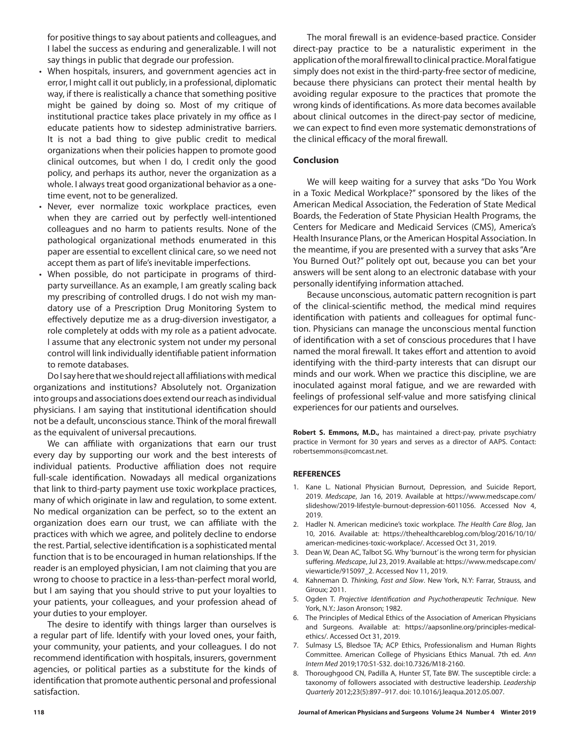for positive things to say about patients and colleagues, and I label the success as enduring and generalizable. I will not say things in public that degrade our profession.

- When hospitals, insurers, and government agencies act in error, I might call it out publicly, in a professional, diplomatic way, if there is realistically a chance that something positive might be gained by doing so. Most of my critique of institutional practice takes place privately in my office as I educate patients how to sidestep administrative barriers. It is not a bad thing to give public credit to medical organizations when their policies happen to promote good clinical outcomes, but when I do, I credit only the good policy, and perhaps its author, never the organization as a whole. I always treat good organizational behavior as a one-time event, not to be generalized.
- Never, ever normalize toxic workplace practices, even when they are carried out by perfectly well-intentioned colleagues and no harm to patients results. None of the pathological organizational methods enumerated in this paper are essential to excellent clinical care, so we need not accept them as part of life's inevitable imperfections.
- When possible, do not participate in programs of third-party surveillance. As an example, I am greatly scaling back my prescribing of controlled drugs. I do not wish my mandatory use of a Prescription Drug Monitoring System to effectively deputize me as a drug-diversion investigator, a role completely at odds with my role as a patient advocate. I assume that any electronic system not under my personal control will link individually identifiable patient information to remote databases.

Do I say here that we should reject all affiliations with medical organizations and institutions? Absolutely not. Organization into groups and associations does extend our reach as individual physicians. I am saying that institutional identification should not be a default, unconscious stance. Think of the moral firewall as the equivalent of universal precautions.

We can affiliate with organizations that earn our trust every day by supporting our work and the best interests of individual patients. Productive affiliation does not require full-scale identification. Nowadays all medical organizations that link to third-party payment use toxic workplace practices, many of which originate in law and regulation, to some extent. No medical organization can be perfect, so to the extent an organization does earn our trust, we can affiliate with the practices with which we agree, and politely decline to endorse the rest. Partial, selective identification is a sophisticated mental function that is to be encouraged in human relationships. If the reader is an employed physician, I am not claiming that you are wrong to choose to practice in a less-than-perfect moral world, but I am saying that you should strive to put your loyalties to your patients, your colleagues, and your profession ahead of your duties to your employer.

The desire to identify with things larger than ourselves is a regular part of life. Identify with your loved ones, your faith, your community, your patients, and your colleagues. I do not recommend identification with hospitals, insurers, government agencies, or political parties as a substitute for the kinds of identification that promote authentic personal and professional satisfaction.

The moral firewall is an evidence-based practice. Consider direct-pay practice to be a naturalistic experiment in the application of the moral firewall to clinical practice. Moral fatigue simply does not exist in the third-party-free sector of medicine, because there physicians can protect their mental health by avoiding regular exposure to the practices that promote the wrong kinds of identifications. As more data becomes available about clinical outcomes in the direct-pay sector of medicine, we can expect to find even more systematic demonstrations of the clinical efficacy of the moral firewall.

## Conclusion

We will keep waiting for a survey that asks "Do You Work in a Toxic Medical Workplace?" sponsored by the likes of the American Medical Association, the Federation of State Medical Boards, the Federation of State Physician Health Programs, the Centers for Medicare and Medicaid Services (CMS), America's Health Insurance Plans, or the American Hospital Association. In the meantime, if you are presented with a survey that asks "Are You Burned Out?" politely opt out, because you can bet your answers will be sent along to an electronic database with your personally identifying information attached.

Because unconscious, automatic pattern recognition is part of the clinical-scientific method, the medical mind requires identification with patients and colleagues for optimal function. Physicians can manage the unconscious mental function of identification with a set of conscious procedures that I have named the moral firewall. It takes effort and attention to avoid identifying with the third-party interests that can disrupt our minds and our work. When we practice this discipline, we are inoculated against moral fatigue, and we are rewarded with feelings of professional self-value and more satisfying clinical experiences for our patients and ourselves.

**Robert S. Emmons, M.D.,** has maintained a direct-pay, private psychiatry practice in Vermont for 30 years and serves as a director of AAPS. Contact: robertsemmons@comcast.net.

## REFERENCES

1. Kane L. National Physician Burnout, Depression, and Suicide Report, 2019. *Medscape*, Jan 16, 2019. Available at https://www.medscape.com/slideshow/2019-lifestyle-burnout-depression-6011056. Accessed Nov 4, 2019.
2. Hadler N. American medicine's toxic workplace. *The Health Care Blog*, Jan 10, 2016. Available at: https://thehealthcareblog.com/blog/2016/10/10/american-medicines-toxic-workplace/. Accessed Oct 31, 2019.
3. Dean W, Dean AC, Talbot SG. Why 'burnout' is the wrong term for physician suffering. *Medscape*, Jul 23, 2019. Available at: https://www.medscape.com/viewarticle/915097_2. Accessed Nov 11, 2019.
4. Kahneman D. *Thinking, Fast and Slow*. New York, N.Y: Farrar, Strauss, and Giroux; 2011.
5. Ogden T. *Projective Identification and Psychotherapeutic Technique*. New York, N.Y.: Jason Aronson; 1982.
6. The Principles of Medical Ethics of the Association of American Physicians and Surgeons. Available at: https://aapsonline.org/principles-medical-ethics/. Accessed Oct 31, 2019.
7. Sulmasy LS, Bledsoe TA; ACP Ethics, Professionalism and Human Rights Committee. American College of Physicians Ethics Manual. 7th ed. *Ann Intern Med* 2019;170:S1-S32. doi:10.7326/M18-2160.
8. Thoroughgood CN, Padilla A, Hunter ST, Tate BW. The susceptible circle: a taxonomy of followers associated with destructive leadership. *Leadership Quarterly* 2012;23(5):897–917. doi: 10.1016/j.leaqua.2012.05.007.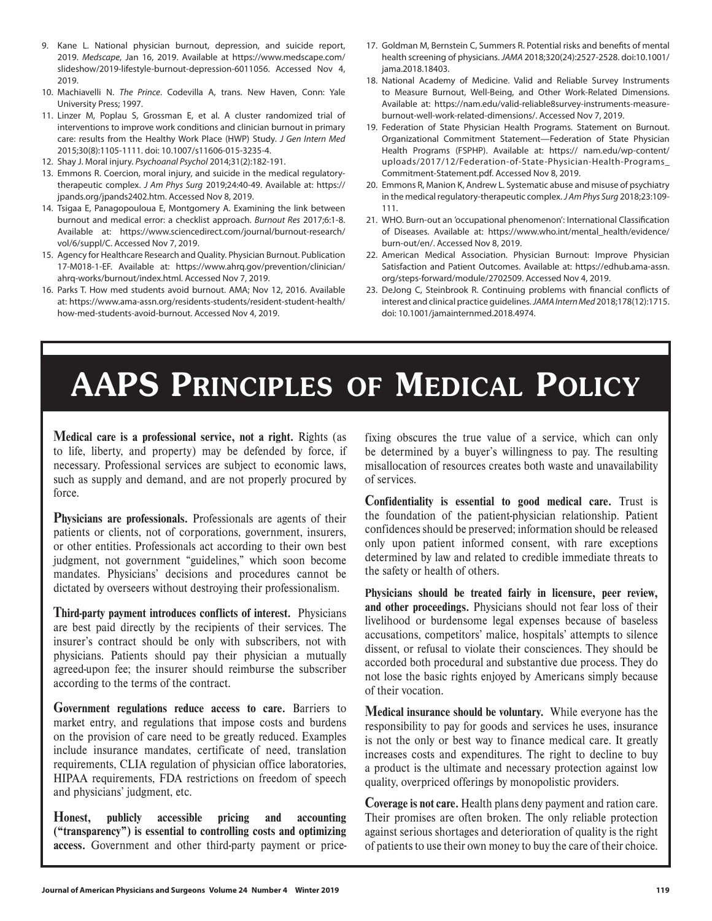9. Kane L. National physician burnout, depression, and suicide report, 2019. *Medscape*, Jan 16, 2019. Available at https://www.medscape.com/slideshow/2019-lifestyle-burnout-depression-6011056. Accessed Nov 4, 2019.
10. Machiavelli N. *The Prince*. Codevilla A, trans. New Haven, Conn: Yale University Press; 1997.
11. Linzer M, Poplau S, Grossman E, et al. A cluster randomized trial of interventions to improve work conditions and clinician burnout in primary care: results from the Healthy Work Place (HWP) Study. *J Gen Intern Med* 2015;30(8):1105-1111. doi: 10.1007/s11606-015-3235-4.
12. Shay J. Moral injury. *Psychoanal Psychol* 2014;31(2):182-191.
13. Emmons R. Coercion, moral injury, and suicide in the medical regulatory-therapeutic complex. *J Am Phys Surg* 2019;24:40-49. Available at: https://jpands.org/jpands2402.htm. Accessed Nov 8, 2019.
14. Tsigaa E, Panagopouloua E, Montgomery A. Examining the link between burnout and medical error: a checklist approach. *Burnout Res* 2017;6:1-8. Available at: https://www.sciencedirect.com/journal/burnout-research/vol/6/suppl/C. Accessed Nov 7, 2019.
15. Agency for Healthcare Research and Quality. Physician Burnout. Publication 17-M018-1-EF. Available at: https://www.ahrq.gov/prevention/clinician/ahrq-works/burnout/index.html. Accessed Nov 7, 2019.
16. Parks T. How med students avoid burnout. AMA; Nov 12, 2016. Available at: https://www.ama-assn.org/residents-students/resident-student-health/how-med-students-avoid-burnout. Accessed Nov 4, 2019.
17. Goldman M, Bernstein C, Summers R. Potential risks and benefits of mental health screening of physicians. *JAMA* 2018;320(24):2527-2528. doi:10.1001/jama.2018.18403.
18. National Academy of Medicine. Valid and Reliable Survey Instruments to Measure Burnout, Well-Being, and Other Work-Related Dimensions. Available at: https://nam.edu/valid-reliable8survey-instruments-measure-burnout-well-work-related-dimensions/. Accessed Nov 7, 2019.
19. Federation of State Physician Health Programs. Statement on Burnout. Organizational Commitment Statement—Federation of State Physician Health Programs (FSPHP). Available at: https:// nam.edu/wp-content/uploads/2017/12/Federation-of-State-Physician-Health-Programs_Commitment-Statement.pdf. Accessed Nov 8, 2019.
20. Emmons R, Manion K, Andrew L. Systematic abuse and misuse of psychiatry in the medical regulatory-therapeutic complex. *J Am Phys Surg* 2018;23:109-111.
21. WHO. Burn-out an 'occupational phenomenon': International Classification of Diseases. Available at: https://www.who.int/mental_health/evidence/burn-out/en/. Accessed Nov 8, 2019.
22. American Medical Association. Physician Burnout: Improve Physician Satisfaction and Patient Outcomes. Available at: https://edhub.ama-assn.org/steps-forward/module/2702509. Accessed Nov 4, 2019.
23. DeJong C, Steinbrook R. Continuing problems with financial conflicts of interest and clinical practice guidelines. *JAMA Intern Med* 2018;178(12):1715. doi: 10.1001/jamainternmed.2018.4974.

# AAPS Principles of Medical Policy

**Medical care is a professional service, not a right.** Rights (as to life, liberty, and property) may be defended by force, if necessary. Professional services are subject to economic laws, such as supply and demand, and are not properly procured by force.

**Physicians are professionals.** Professionals are agents of their patients or clients, not of corporations, government, insurers, or other entities. Professionals act according to their own best judgment, not government "guidelines," which soon become mandates. Physicians' decisions and procedures cannot be dictated by overseers without destroying their professionalism.

**Third-party payment introduces conflicts of interest.** Physicians are best paid directly by the recipients of their services. The insurer's contract should be only with subscribers, not with physicians. Patients should pay their physician a mutually agreed-upon fee; the insurer should reimburse the subscriber according to the terms of the contract.

**Government regulations reduce access to care.** Barriers to market entry, and regulations that impose costs and burdens on the provision of care need to be greatly reduced. Examples include insurance mandates, certificate of need, translation requirements, CLIA regulation of physician office laboratories, HIPAA requirements, FDA restrictions on freedom of speech and physicians' judgment, etc.

**Honest, publicly accessible pricing and accounting ("transparency") is essential to controlling costs and optimizing access.** Government and other third-party payment or price-fixing obscures the true value of a service, which can only be determined by a buyer's willingness to pay. The resulting misallocation of resources creates both waste and unavailability of services.

**Confidentiality is essential to good medical care.** Trust is the foundation of the patient-physician relationship. Patient confidences should be preserved; information should be released only upon patient informed consent, with rare exceptions determined by law and related to credible immediate threats to the safety or health of others.

**Physicians should be treated fairly in licensure, peer review, and other proceedings.** Physicians should not fear loss of their livelihood or burdensome legal expenses because of baseless accusations, competitors' malice, hospitals' attempts to silence dissent, or refusal to violate their consciences. They should be accorded both procedural and substantive due process. They do not lose the basic rights enjoyed by Americans simply because of their vocation.

**Medical insurance should be voluntary.** While everyone has the responsibility to pay for goods and services he uses, insurance is not the only or best way to finance medical care. It greatly increases costs and expenditures. The right to decline to buy a product is the ultimate and necessary protection against low quality, overpriced offerings by monopolistic providers.

**Coverage is not care.** Health plans deny payment and ration care. Their promises are often broken. The only reliable protection against serious shortages and deterioration of quality is the right of patients to use their own money to buy the care of their choice.